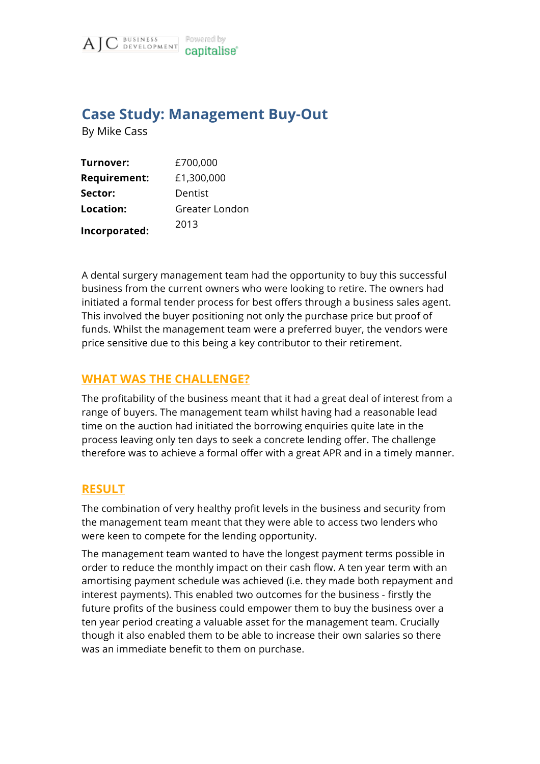# Case Study: Management Buy-Out

By Mike Cass

| | |
|---|---|
| **Turnover:** | £700,000 |
| **Requirement:** | £1,300,000 |
| **Sector:** | Dentist |
| **Location:** | Greater London |
| **Incorporated:** | 2013 |

A dental surgery management team had the opportunity to buy this successful business from the current owners who were looking to retire. The owners had initiated a formal tender process for best offers through a business sales agent. This involved the buyer positioning not only the purchase price but proof of funds. Whilst the management team were a preferred buyer, the vendors were price sensitive due to this being a key contributor to their retirement.

## WHAT WAS THE CHALLENGE?

The profitability of the business meant that it had a great deal of interest from a range of buyers. The management team whilst having had a reasonable lead time on the auction had initiated the borrowing enquiries quite late in the process leaving only ten days to seek a concrete lending offer. The challenge therefore was to achieve a formal offer with a great APR and in a timely manner.

## RESULT

The combination of very healthy profit levels in the business and security from the management team meant that they were able to access two lenders who were keen to compete for the lending opportunity.

The management team wanted to have the longest payment terms possible in order to reduce the monthly impact on their cash flow. A ten year term with an amortising payment schedule was achieved (i.e. they made both repayment and interest payments). This enabled two outcomes for the business - firstly the future profits of the business could empower them to buy the business over a ten year period creating a valuable asset for the management team. Crucially though it also enabled them to be able to increase their own salaries so there was an immediate benefit to them on purchase.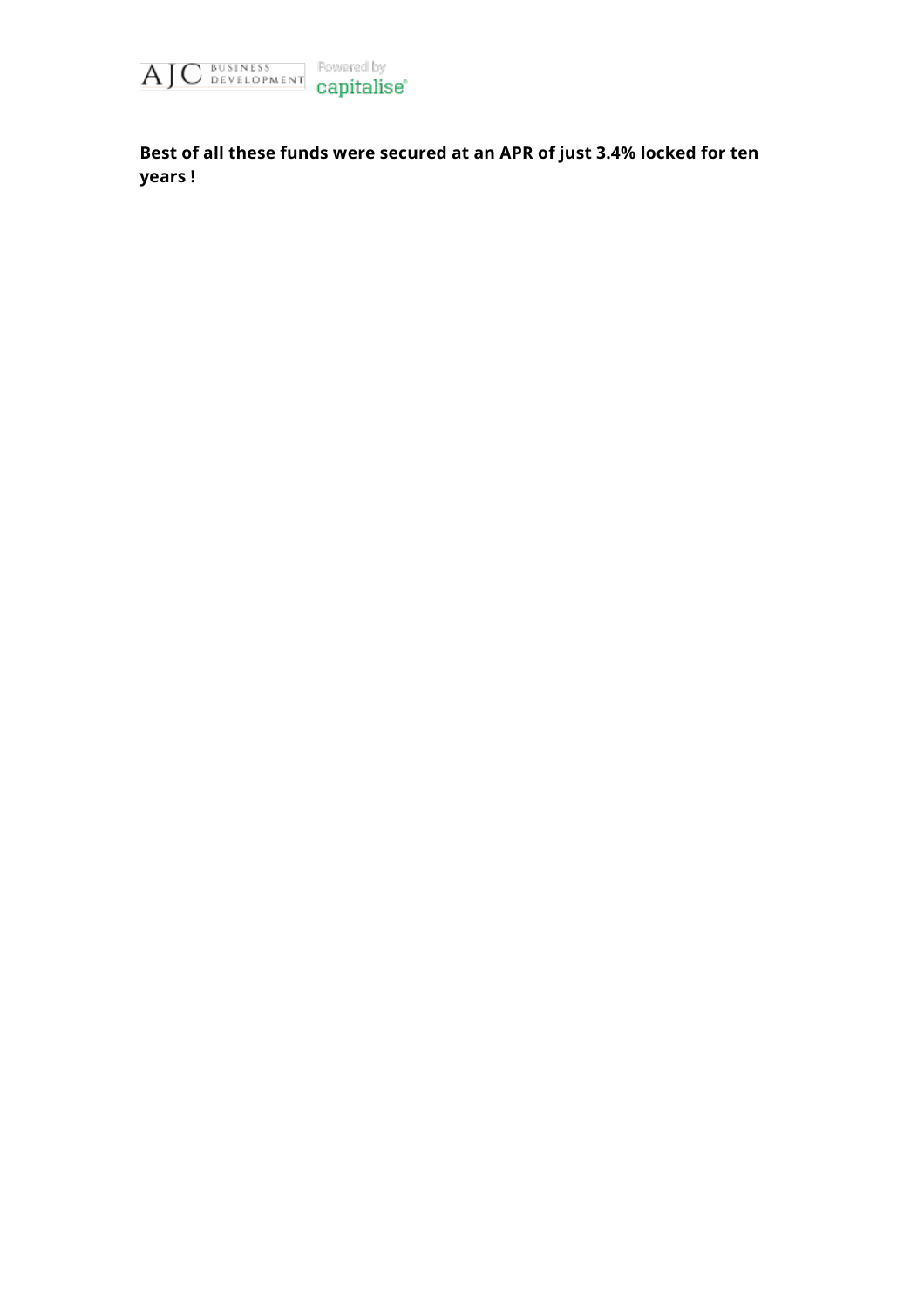**Best of all these funds were secured at an APR of just 3.4% locked for ten years !**